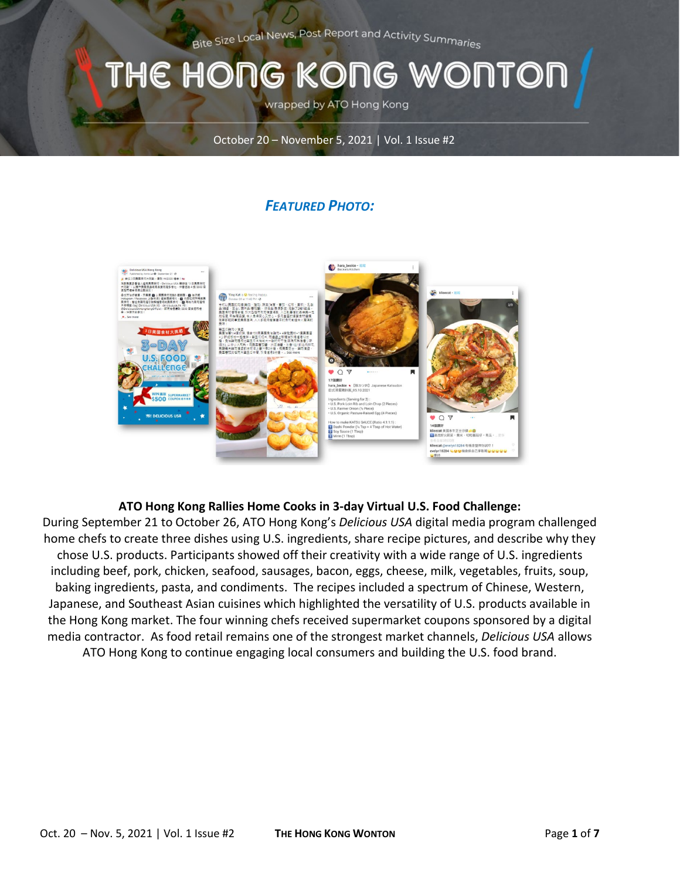Bite Size Local News, Post Report and Activity Summaries

# THE HONG KONG WONTON

wrapped by ATO Hong Kong

October 20 – November 5, 2021 | Vol. 1 Issue #2

## *FEATURED PHOTO:*

**ATO Hong Kong Rallies Home Cooks in 3-day Virtual U.S. Food Challenge:**

During September 21 to October 26, ATO Hong Kong's *Delicious USA* digital media program challenged home chefs to create three dishes using U.S. ingredients, share recipe pictures, and describe why they chose U.S. products. Participants showed off their creativity with a wide range of U.S. ingredients including beef, pork, chicken, seafood, sausages, bacon, eggs, cheese, milk, vegetables, fruits, soup, baking ingredients, pasta, and condiments. The recipes included a spectrum of Chinese, Western, Japanese, and Southeast Asian cuisines which highlighted the versatility of U.S. products available in the Hong Kong market. The four winning chefs received supermarket coupons sponsored by a digital media contractor. As food retail remains one of the strongest market channels, *Delicious USA* allows ATO Hong Kong to continue engaging local consumers and building the U.S. food brand.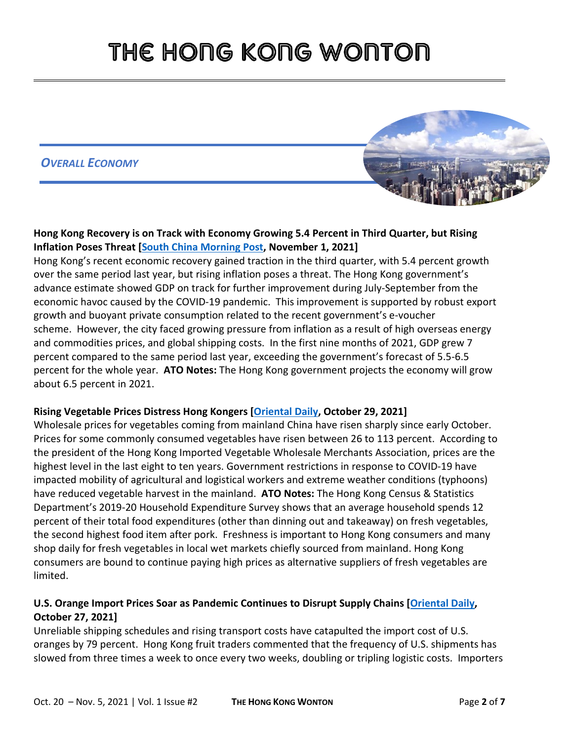# THE HONG KONG WONTON

## *OVERALL ECONOMY*

**Hong Kong Recovery is on Track with Economy Growing 5.4 Percent in Third Quarter, but Rising Inflation Poses Threat [South China Morning Post, November 1, 2021]**

Hong Kong's recent economic recovery gained traction in the third quarter, with 5.4 percent growth over the same period last year, but rising inflation poses a threat. The Hong Kong government's advance estimate showed GDP on track for further improvement during July-September from the economic havoc caused by the COVID-19 pandemic. This improvement is supported by robust export growth and buoyant private consumption related to the recent government's e-voucher scheme. However, the city faced growing pressure from inflation as a result of high overseas energy and commodities prices, and global shipping costs. In the first nine months of 2021, GDP grew 7 percent compared to the same period last year, exceeding the government's forecast of 5.5-6.5 percent for the whole year. **ATO Notes:** The Hong Kong government projects the economy will grow about 6.5 percent in 2021.

**Rising Vegetable Prices Distress Hong Kongers [Oriental Daily, October 29, 2021]**

Wholesale prices for vegetables coming from mainland China have risen sharply since early October. Prices for some commonly consumed vegetables have risen between 26 to 113 percent. According to the president of the Hong Kong Imported Vegetable Wholesale Merchants Association, prices are the highest level in the last eight to ten years. Government restrictions in response to COVID-19 have impacted mobility of agricultural and logistical workers and extreme weather conditions (typhoons) have reduced vegetable harvest in the mainland. **ATO Notes:** The Hong Kong Census & Statistics Department's 2019-20 Household Expenditure Survey shows that an average household spends 12 percent of their total food expenditures (other than dinning out and takeaway) on fresh vegetables, the second highest food item after pork. Freshness is important to Hong Kong consumers and many shop daily for fresh vegetables in local wet markets chiefly sourced from mainland. Hong Kong consumers are bound to continue paying high prices as alternative suppliers of fresh vegetables are limited.

**U.S. Orange Import Prices Soar as Pandemic Continues to Disrupt Supply Chains [Oriental Daily, October 27, 2021]**

Unreliable shipping schedules and rising transport costs have catapulted the import cost of U.S. oranges by 79 percent. Hong Kong fruit traders commented that the frequency of U.S. shipments has slowed from three times a week to once every two weeks, doubling or tripling logistic costs. Importers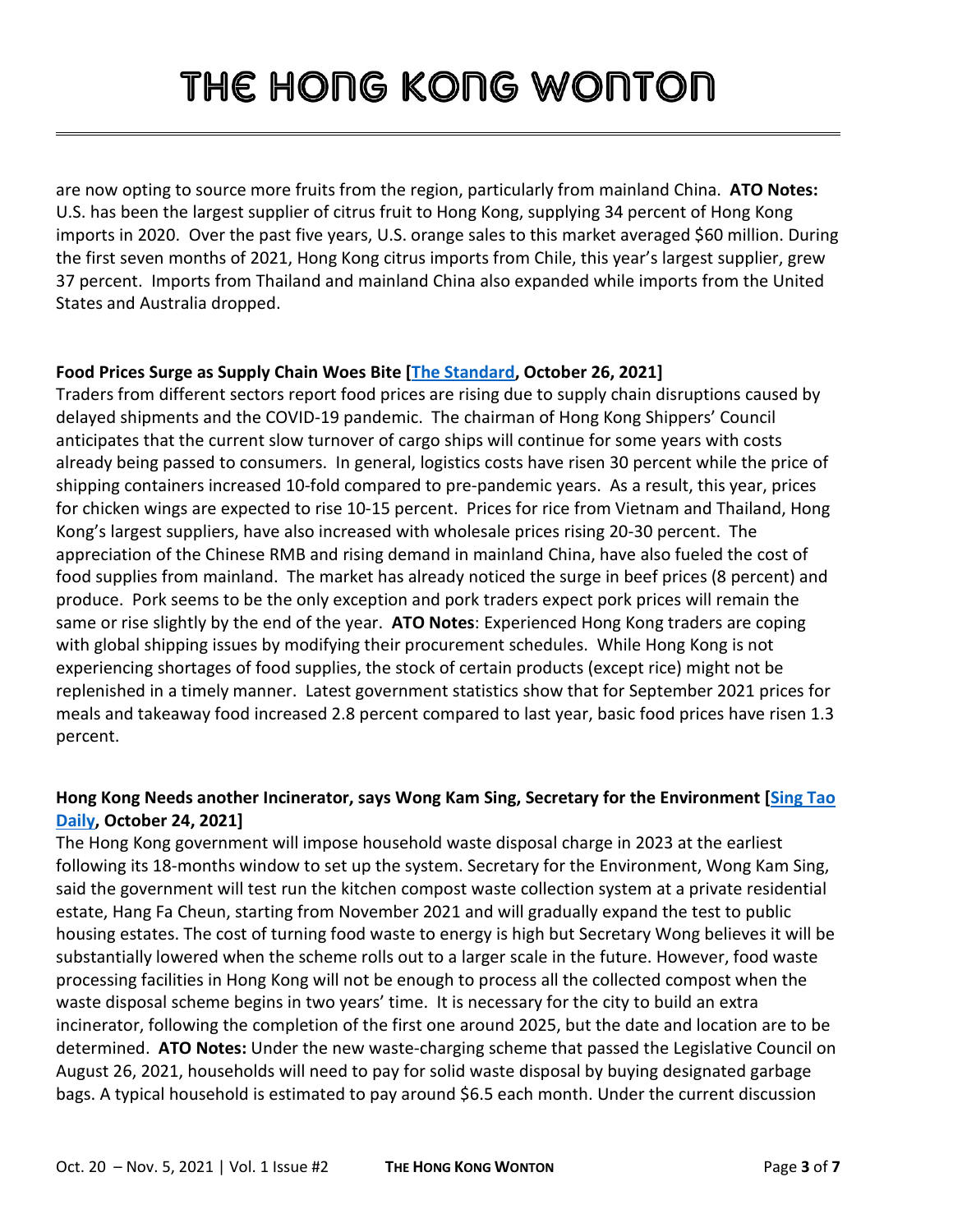are now opting to source more fruits from the region, particularly from mainland China. **ATO Notes:** U.S. has been the largest supplier of citrus fruit to Hong Kong, supplying 34 percent of Hong Kong imports in 2020. Over the past five years, U.S. orange sales to this market averaged $60 million. During the first seven months of 2021, Hong Kong citrus imports from Chile, this year's largest supplier, grew 37 percent. Imports from Thailand and mainland China also expanded while imports from the United States and Australia dropped.

**Food Prices Surge as Supply Chain Woes Bite [The Standard, October 26, 2021]**

Traders from different sectors report food prices are rising due to supply chain disruptions caused by delayed shipments and the COVID-19 pandemic. The chairman of Hong Kong Shippers' Council anticipates that the current slow turnover of cargo ships will continue for some years with costs already being passed to consumers. In general, logistics costs have risen 30 percent while the price of shipping containers increased 10-fold compared to pre-pandemic years. As a result, this year, prices for chicken wings are expected to rise 10-15 percent. Prices for rice from Vietnam and Thailand, Hong Kong's largest suppliers, have also increased with wholesale prices rising 20-30 percent. The appreciation of the Chinese RMB and rising demand in mainland China, have also fueled the cost of food supplies from mainland. The market has already noticed the surge in beef prices (8 percent) and produce. Pork seems to be the only exception and pork traders expect pork prices will remain the same or rise slightly by the end of the year. **ATO Notes**: Experienced Hong Kong traders are coping with global shipping issues by modifying their procurement schedules. While Hong Kong is not experiencing shortages of food supplies, the stock of certain products (except rice) might not be replenished in a timely manner. Latest government statistics show that for September 2021 prices for meals and takeaway food increased 2.8 percent compared to last year, basic food prices have risen 1.3 percent.

**Hong Kong Needs another Incinerator, says Wong Kam Sing, Secretary for the Environment [Sing Tao Daily, October 24, 2021]**

The Hong Kong government will impose household waste disposal charge in 2023 at the earliest following its 18-months window to set up the system. Secretary for the Environment, Wong Kam Sing, said the government will test run the kitchen compost waste collection system at a private residential estate, Hang Fa Cheun, starting from November 2021 and will gradually expand the test to public housing estates. The cost of turning food waste to energy is high but Secretary Wong believes it will be substantially lowered when the scheme rolls out to a larger scale in the future. However, food waste processing facilities in Hong Kong will not be enough to process all the collected compost when the waste disposal scheme begins in two years' time. It is necessary for the city to build an extra incinerator, following the completion of the first one around 2025, but the date and location are to be determined. **ATO Notes:** Under the new waste-charging scheme that passed the Legislative Council on August 26, 2021, households will need to pay for solid waste disposal by buying designated garbage bags. A typical household is estimated to pay around $6.5 each month. Under the current discussion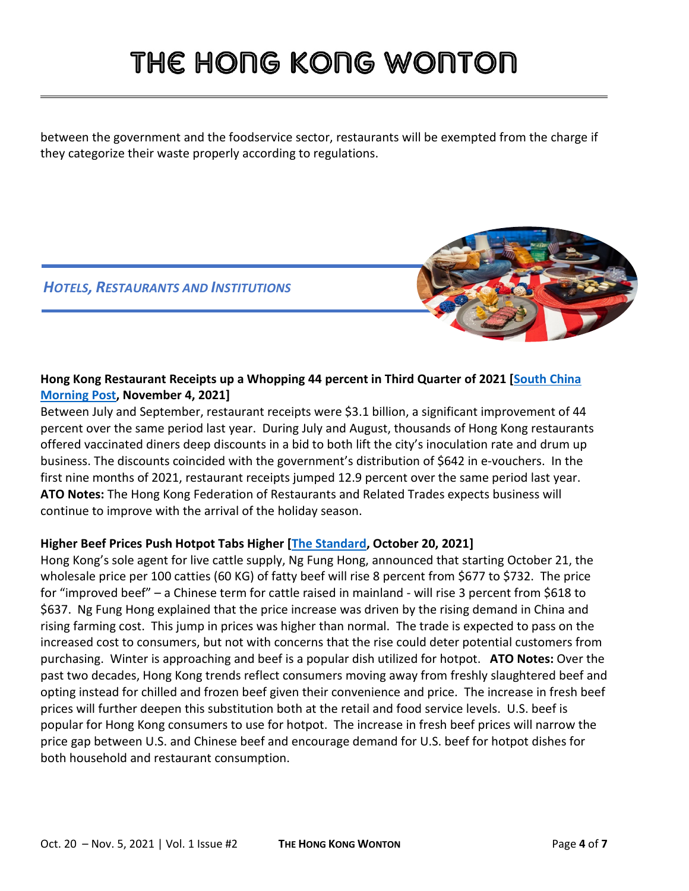between the government and the foodservice sector, restaurants will be exempted from the charge if they categorize their waste properly according to regulations.

## *Hotels, Restaurants and Institutions*

**Hong Kong Restaurant Receipts up a Whopping 44 percent in Third Quarter of 2021 [South China Morning Post, November 4, 2021]**

Between July and September, restaurant receipts were $3.1 billion, a significant improvement of 44 percent over the same period last year. During July and August, thousands of Hong Kong restaurants offered vaccinated diners deep discounts in a bid to both lift the city's inoculation rate and drum up business. The discounts coincided with the government's distribution of $642 in e-vouchers. In the first nine months of 2021, restaurant receipts jumped 12.9 percent over the same period last year. **ATO Notes:** The Hong Kong Federation of Restaurants and Related Trades expects business will continue to improve with the arrival of the holiday season.

**Higher Beef Prices Push Hotpot Tabs Higher [The Standard, October 20, 2021]**

Hong Kong's sole agent for live cattle supply, Ng Fung Hong, announced that starting October 21, the wholesale price per 100 catties (60 KG) of fatty beef will rise 8 percent from $677 to $732. The price for "improved beef" – a Chinese term for cattle raised in mainland - will rise 3 percent from $618 to $637. Ng Fung Hong explained that the price increase was driven by the rising demand in China and rising farming cost. This jump in prices was higher than normal. The trade is expected to pass on the increased cost to consumers, but not with concerns that the rise could deter potential customers from purchasing. Winter is approaching and beef is a popular dish utilized for hotpot. **ATO Notes:** Over the past two decades, Hong Kong trends reflect consumers moving away from freshly slaughtered beef and opting instead for chilled and frozen beef given their convenience and price. The increase in fresh beef prices will further deepen this substitution both at the retail and food service levels. U.S. beef is popular for Hong Kong consumers to use for hotpot. The increase in fresh beef prices will narrow the price gap between U.S. and Chinese beef and encourage demand for U.S. beef for hotpot dishes for both household and restaurant consumption.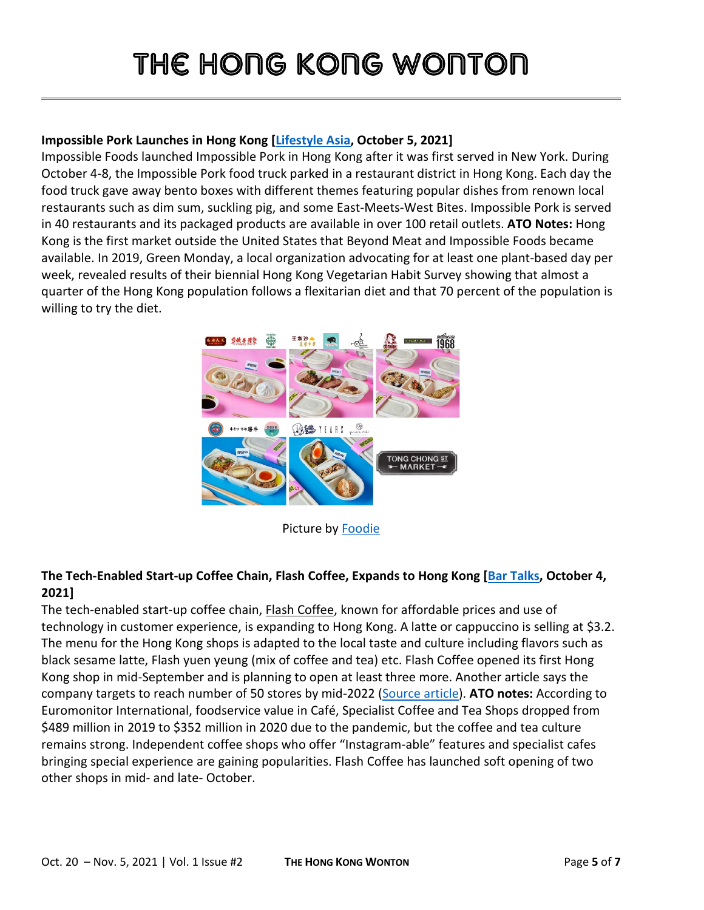**Impossible Pork Launches in Hong Kong [Lifestyle Asia, October 5, 2021]**

Impossible Foods launched Impossible Pork in Hong Kong after it was first served in New York. During October 4-8, the Impossible Pork food truck parked in a restaurant district in Hong Kong. Each day the food truck gave away bento boxes with different themes featuring popular dishes from renown local restaurants such as dim sum, suckling pig, and some East-Meets-West Bites. Impossible Pork is served in 40 restaurants and its packaged products are available in over 100 retail outlets. **ATO Notes:** Hong Kong is the first market outside the United States that Beyond Meat and Impossible Foods became available. In 2019, Green Monday, a local organization advocating for at least one plant-based day per week, revealed results of their biennial Hong Kong Vegetarian Habit Survey showing that almost a quarter of the Hong Kong population follows a flexitarian diet and that 70 percent of the population is willing to try the diet.

Picture by Foodie

**The Tech-Enabled Start-up Coffee Chain, Flash Coffee, Expands to Hong Kong [Bar Talks, October 4, 2021]**

The tech-enabled start-up coffee chain, Flash Coffee, known for affordable prices and use of technology in customer experience, is expanding to Hong Kong. A latte or cappuccino is selling at $3.2. The menu for the Hong Kong shops is adapted to the local taste and culture including flavors such as black sesame latte, Flash yuen yeung (mix of coffee and tea) etc. Flash Coffee opened its first Hong Kong shop in mid-September and is planning to open at least three more. Another article says the company targets to reach number of 50 stores by mid-2022 (Source article). **ATO notes:** According to Euromonitor International, foodservice value in Café, Specialist Coffee and Tea Shops dropped from $489 million in 2019 to $352 million in 2020 due to the pandemic, but the coffee and tea culture remains strong. Independent coffee shops who offer "Instagram-able" features and specialist cafes bringing special experience are gaining popularities. Flash Coffee has launched soft opening of two other shops in mid- and late- October.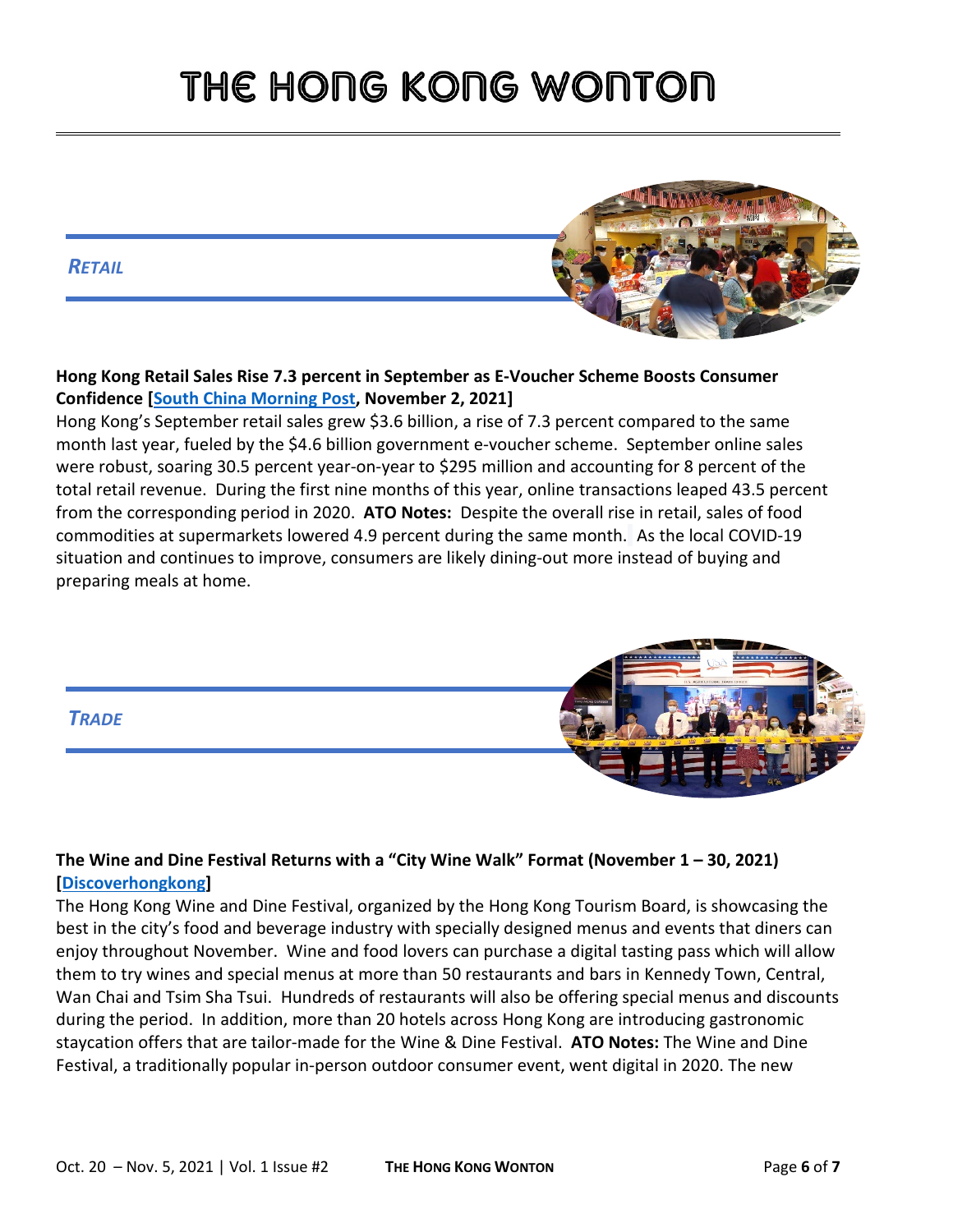# THE HONG KONG WONTON

## *RETAIL*

**Hong Kong Retail Sales Rise 7.3 percent in September as E-Voucher Scheme Boosts Consumer Confidence [South China Morning Post, November 2, 2021]**

Hong Kong's September retail sales grew $3.6 billion, a rise of 7.3 percent compared to the same month last year, fueled by the $4.6 billion government e-voucher scheme. September online sales were robust, soaring 30.5 percent year-on-year to $295 million and accounting for 8 percent of the total retail revenue. During the first nine months of this year, online transactions leaped 43.5 percent from the corresponding period in 2020. **ATO Notes:** Despite the overall rise in retail, sales of food commodities at supermarkets lowered 4.9 percent during the same month. As the local COVID-19 situation and continues to improve, consumers are likely dining-out more instead of buying and preparing meals at home.

## *TRADE*

**The Wine and Dine Festival Returns with a "City Wine Walk" Format (November 1 – 30, 2021) [Discoverhongkong]**

The Hong Kong Wine and Dine Festival, organized by the Hong Kong Tourism Board, is showcasing the best in the city's food and beverage industry with specially designed menus and events that diners can enjoy throughout November. Wine and food lovers can purchase a digital tasting pass which will allow them to try wines and special menus at more than 50 restaurants and bars in Kennedy Town, Central, Wan Chai and Tsim Sha Tsui. Hundreds of restaurants will also be offering special menus and discounts during the period. In addition, more than 20 hotels across Hong Kong are introducing gastronomic staycation offers that are tailor-made for the Wine & Dine Festival. **ATO Notes:** The Wine and Dine Festival, a traditionally popular in-person outdoor consumer event, went digital in 2020. The new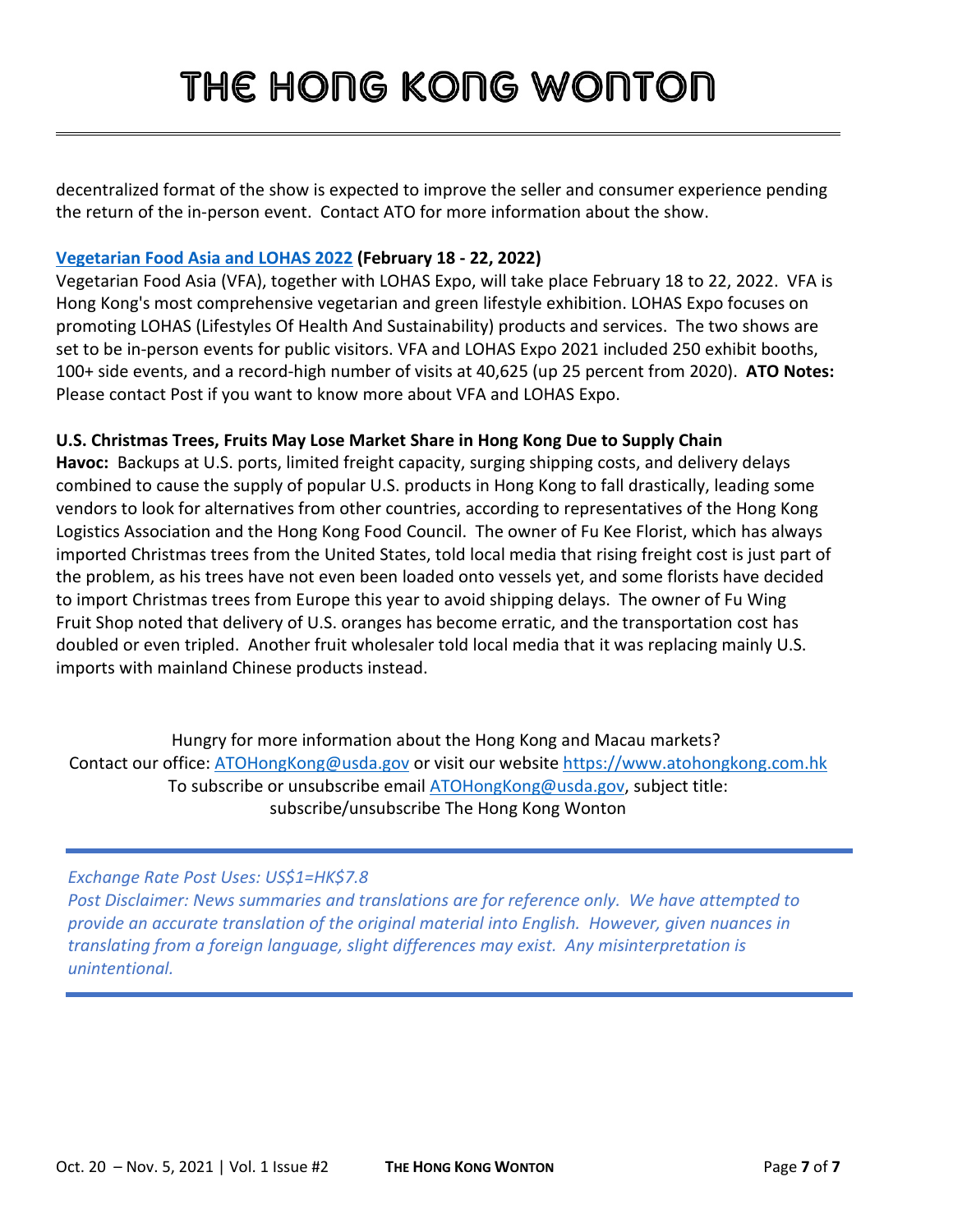decentralized format of the show is expected to improve the seller and consumer experience pending the return of the in-person event. Contact ATO for more information about the show.

**Vegetarian Food Asia and LOHAS 2022 (February 18 - 22, 2022)**

Vegetarian Food Asia (VFA), together with LOHAS Expo, will take place February 18 to 22, 2022. VFA is Hong Kong's most comprehensive vegetarian and green lifestyle exhibition. LOHAS Expo focuses on promoting LOHAS (Lifestyles Of Health And Sustainability) products and services. The two shows are set to be in-person events for public visitors. VFA and LOHAS Expo 2021 included 250 exhibit booths, 100+ side events, and a record-high number of visits at 40,625 (up 25 percent from 2020). **ATO Notes:** Please contact Post if you want to know more about VFA and LOHAS Expo.

**U.S. Christmas Trees, Fruits May Lose Market Share in Hong Kong Due to Supply Chain Havoc:** Backups at U.S. ports, limited freight capacity, surging shipping costs, and delivery delays combined to cause the supply of popular U.S. products in Hong Kong to fall drastically, leading some vendors to look for alternatives from other countries, according to representatives of the Hong Kong Logistics Association and the Hong Kong Food Council. The owner of Fu Kee Florist, which has always imported Christmas trees from the United States, told local media that rising freight cost is just part of the problem, as his trees have not even been loaded onto vessels yet, and some florists have decided to import Christmas trees from Europe this year to avoid shipping delays. The owner of Fu Wing Fruit Shop noted that delivery of U.S. oranges has become erratic, and the transportation cost has doubled or even tripled. Another fruit wholesaler told local media that it was replacing mainly U.S. imports with mainland Chinese products instead.

Hungry for more information about the Hong Kong and Macau markets?
Contact our office: ATOHongKong@usda.gov or visit our website https://www.atohongkong.com.hk
To subscribe or unsubscribe email ATOHongKong@usda.gov, subject title: subscribe/unsubscribe The Hong Kong Wonton

*Exchange Rate Post Uses: US$1=HK$7.8*
*Post Disclaimer: News summaries and translations are for reference only. We have attempted to provide an accurate translation of the original material into English. However, given nuances in translating from a foreign language, slight differences may exist. Any misinterpretation is unintentional.*